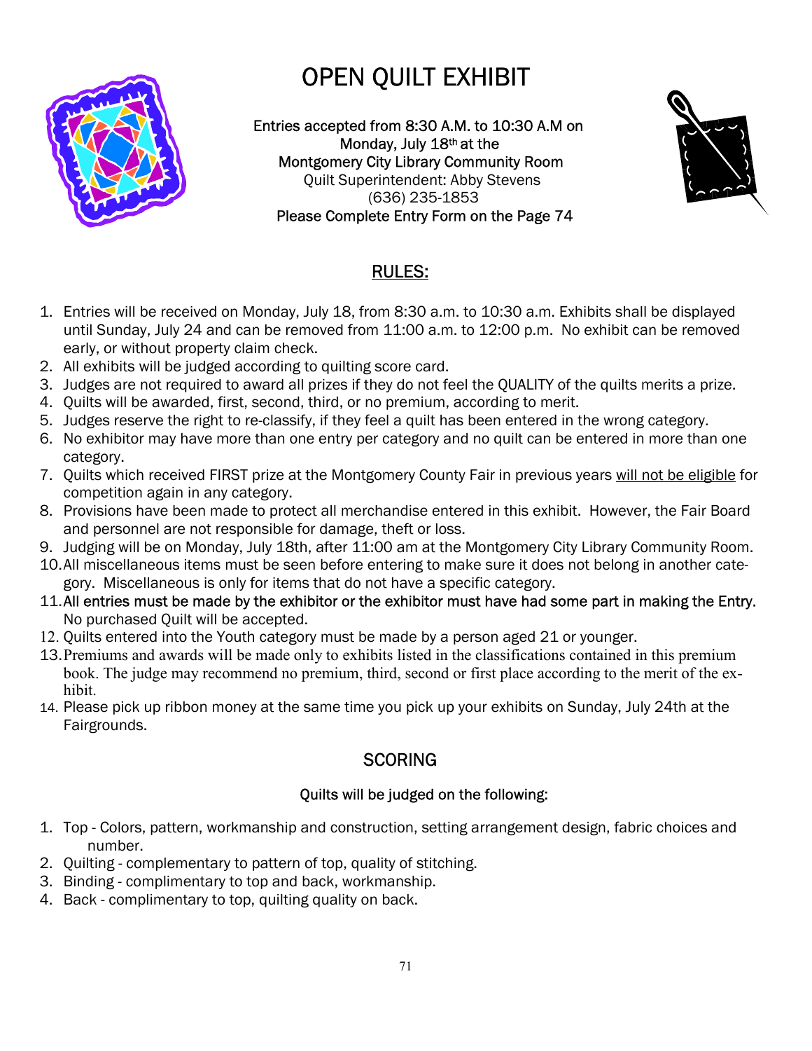# OPEN QUILT EXHIBIT

Entries accepted from 8:30 A.M. to 10:30 A.M on Monday, July 18th at the Montgomery City Library Community Room
Quilt Superintendent: Abby Stevens
(636) 235-1853
Please Complete Entry Form on the Page 74

## RULES:

1. Entries will be received on Monday, July 18, from 8:30 a.m. to 10:30 a.m. Exhibits shall be displayed until Sunday, July 24 and can be removed from 11:00 a.m. to 12:00 p.m. No exhibit can be removed early, or without property claim check.
2. All exhibits will be judged according to quilting score card.
3. Judges are not required to award all prizes if they do not feel the QUALITY of the quilts merits a prize.
4. Quilts will be awarded, first, second, third, or no premium, according to merit.
5. Judges reserve the right to re-classify, if they feel a quilt has been entered in the wrong category.
6. No exhibitor may have more than one entry per category and no quilt can be entered in more than one category.
7. Quilts which received FIRST prize at the Montgomery County Fair in previous years will not be eligible for competition again in any category.
8. Provisions have been made to protect all merchandise entered in this exhibit. However, the Fair Board and personnel are not responsible for damage, theft or loss.
9. Judging will be on Monday, July 18th, after 11:00 am at the Montgomery City Library Community Room.
10. All miscellaneous items must be seen before entering to make sure it does not belong in another category. Miscellaneous is only for items that do not have a specific category.
11. All entries must be made by the exhibitor or the exhibitor must have had some part in making the Entry. No purchased Quilt will be accepted.
12. Quilts entered into the Youth category must be made by a person aged 21 or younger.
13. Premiums and awards will be made only to exhibits listed in the classifications contained in this premium book. The judge may recommend no premium, third, second or first place according to the merit of the exhibit.
14. Please pick up ribbon money at the same time you pick up your exhibits on Sunday, July 24th at the Fairgrounds.

## SCORING

Quilts will be judged on the following:

1. Top - Colors, pattern, workmanship and construction, setting arrangement design, fabric choices and number.
2. Quilting - complementary to pattern of top, quality of stitching.
3. Binding - complimentary to top and back, workmanship.
4. Back - complimentary to top, quilting quality on back.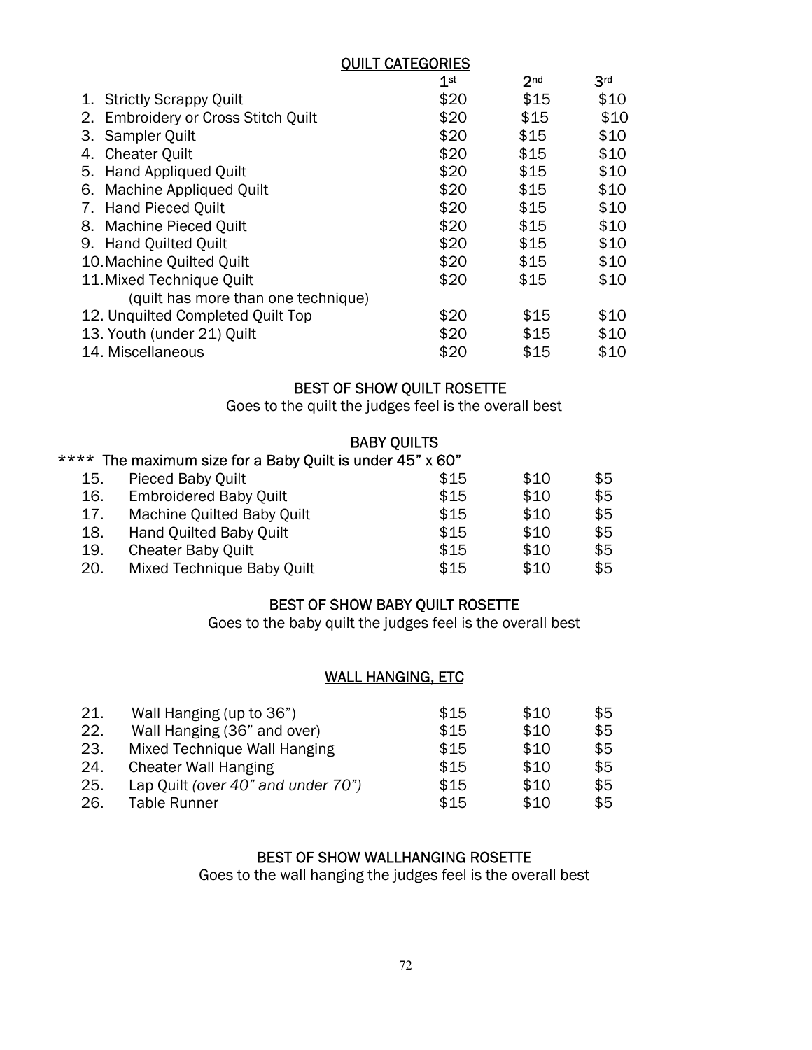## QUILT CATEGORIES

| | 1st | 2nd | 3rd |
|---|---|---|---|
| 1. Strictly Scrappy Quilt | $20 | $15 | $10 |
| 2. Embroidery or Cross Stitch Quilt | $20 | $15 | $10 |
| 3. Sampler Quilt | $20 | $15 | $10 |
| 4. Cheater Quilt | $20 | $15 | $10 |
| 5. Hand Appliqued Quilt | $20 | $15 | $10 |
| 6. Machine Appliqued Quilt | $20 | $15 | $10 |
| 7. Hand Pieced Quilt | $20 | $15 | $10 |
| 8. Machine Pieced Quilt | $20 | $15 | $10 |
| 9. Hand Quilted Quilt | $20 | $15 | $10 |
| 10. Machine Quilted Quilt | $20 | $15 | $10 |
| 11. Mixed Technique Quilt (quilt has more than one technique) | $20 | $15 | $10 |
| 12. Unquilted Completed Quilt Top | $20 | $15 | $10 |
| 13. Youth (under 21) Quilt | $20 | $15 | $10 |
| 14. Miscellaneous | $20 | $15 | $10 |

### BEST OF SHOW QUILT ROSETTE

Goes to the quilt the judges feel is the overall best

## BABY QUILTS

**** The maximum size for a Baby Quilt is under 45" x 60"

| | | 1st | 2nd | 3rd |
|---|---|---|---|---|
| 15. | Pieced Baby Quilt | $15 | $10 | $5 |
| 16. | Embroidered Baby Quilt | $15 | $10 | $5 |
| 17. | Machine Quilted Baby Quilt | $15 | $10 | $5 |
| 18. | Hand Quilted Baby Quilt | $15 | $10 | $5 |
| 19. | Cheater Baby Quilt | $15 | $10 | $5 |
| 20. | Mixed Technique Baby Quilt | $15 | $10 | $5 |

### BEST OF SHOW BABY QUILT ROSETTE

Goes to the baby quilt the judges feel is the overall best

## WALL HANGING, ETC

| | | 1st | 2nd | 3rd |
|---|---|---|---|---|
| 21. | Wall Hanging (up to 36") | $15 | $10 | $5 |
| 22. | Wall Hanging (36" and over) | $15 | $10 | $5 |
| 23. | Mixed Technique Wall Hanging | $15 | $10 | $5 |
| 24. | Cheater Wall Hanging | $15 | $10 | $5 |
| 25. | Lap Quilt *(over 40" and under 70")* | $15 | $10 | $5 |
| 26. | Table Runner | $15 | $10 | $5 |

### BEST OF SHOW WALLHANGING ROSETTE

Goes to the wall hanging the judges feel is the overall best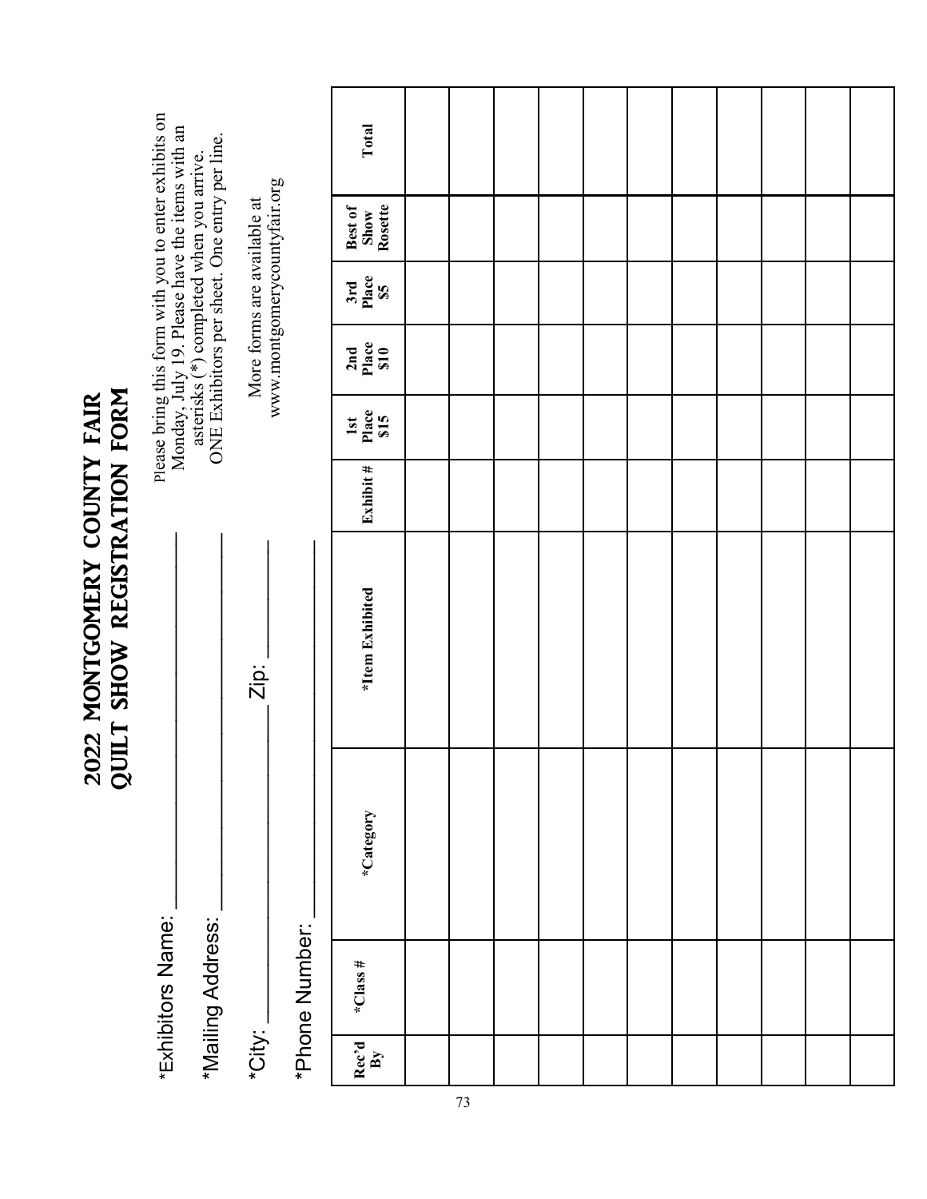# 2022 Montgomery County Fair
# Quilt Show Registration Form

*Exhibitors Name: ______________________

*Mailing Address: ______________________

*City: ______________ Zip: __________

*Phone Number: ______________________

Please bring this form with you to enter exhibits on Monday, July 19. Please have the items with an asterisks (*) completed when you arrive.
ONE Exhibitors per sheet. One entry per line.

More forms are available at
www.montgomerycountyfair.org

| Rec'd By | *Class # | *Category | *Item Exhibited | Exhibit # | 1st Place $15 | 2nd Place $10 | 3rd Place $5 | Best of Show Rosette | Total |
|---|---|---|---|---|---|---|---|---|---|
| | | | | | | | | | |
| | | | | | | | | | |
| | | | | | | | | | |
| | | | | | | | | | |
| | | | | | | | | | |
| | | | | | | | | | |
| | | | | | | | | | |
| | | | | | | | | | |
| | | | | | | | | | |
| | | | | | | | | | |
| | | | | | | | | | |